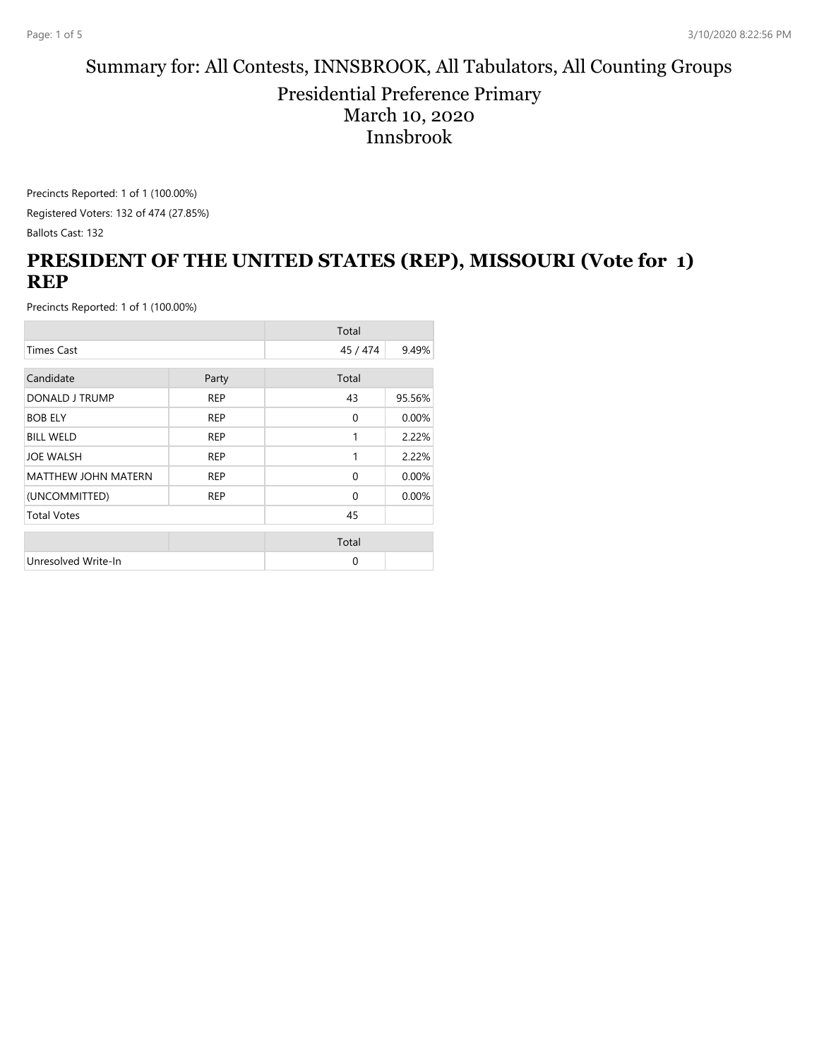# Summary for: All Contests, INNSBROOK, All Tabulators, All Counting Groups

## Presidential Preference Primary
## March 10, 2020
## Innsbrook

Precincts Reported: 1 of 1 (100.00%)

Registered Voters: 132 of 474 (27.85%)

Ballots Cast: 132

## PRESIDENT OF THE UNITED STATES (REP), MISSOURI (Vote for 1) REP

Precincts Reported: 1 of 1 (100.00%)

| | | Total | |
|---|---|---|---|
| Times Cast | | 45 / 474 | 9.49% |

| Candidate | Party | Total | |
|---|---|---|---|
| DONALD J TRUMP | REP | 43 | 95.56% |
| BOB ELY | REP | 0 | 0.00% |
| BILL WELD | REP | 1 | 2.22% |
| JOE WALSH | REP | 1 | 2.22% |
| MATTHEW JOHN MATERN | REP | 0 | 0.00% |
| (UNCOMMITTED) | REP | 0 | 0.00% |
| Total Votes | | 45 | |

| | | Total | |
|---|---|---|---|
| Unresolved Write-In | | 0 | |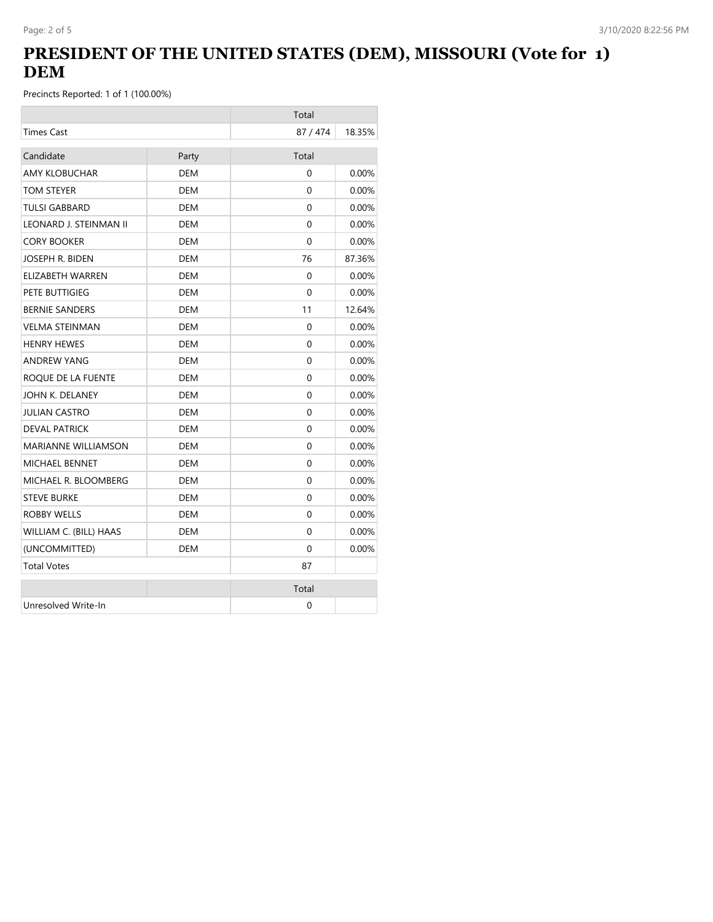# PRESIDENT OF THE UNITED STATES (DEM), MISSOURI (Vote for 1) DEM

Precincts Reported: 1 of 1 (100.00%)

| | | Total | |
|---|---|---|---|
| Times Cast | | 87 / 474 | 18.35% |

| Candidate | Party | Total | |
|---|---|---|---|
| AMY KLOBUCHAR | DEM | 0 | 0.00% |
| TOM STEYER | DEM | 0 | 0.00% |
| TULSI GABBARD | DEM | 0 | 0.00% |
| LEONARD J. STEINMAN II | DEM | 0 | 0.00% |
| CORY BOOKER | DEM | 0 | 0.00% |
| JOSEPH R. BIDEN | DEM | 76 | 87.36% |
| ELIZABETH WARREN | DEM | 0 | 0.00% |
| PETE BUTTIGIEG | DEM | 0 | 0.00% |
| BERNIE SANDERS | DEM | 11 | 12.64% |
| VELMA STEINMAN | DEM | 0 | 0.00% |
| HENRY HEWES | DEM | 0 | 0.00% |
| ANDREW YANG | DEM | 0 | 0.00% |
| ROQUE DE LA FUENTE | DEM | 0 | 0.00% |
| JOHN K. DELANEY | DEM | 0 | 0.00% |
| JULIAN CASTRO | DEM | 0 | 0.00% |
| DEVAL PATRICK | DEM | 0 | 0.00% |
| MARIANNE WILLIAMSON | DEM | 0 | 0.00% |
| MICHAEL BENNET | DEM | 0 | 0.00% |
| MICHAEL R. BLOOMBERG | DEM | 0 | 0.00% |
| STEVE BURKE | DEM | 0 | 0.00% |
| ROBBY WELLS | DEM | 0 | 0.00% |
| WILLIAM C. (BILL) HAAS | DEM | 0 | 0.00% |
| (UNCOMMITTED) | DEM | 0 | 0.00% |
| Total Votes | | 87 | |

| | | Total | |
|---|---|---|---|
| Unresolved Write-In | | 0 | |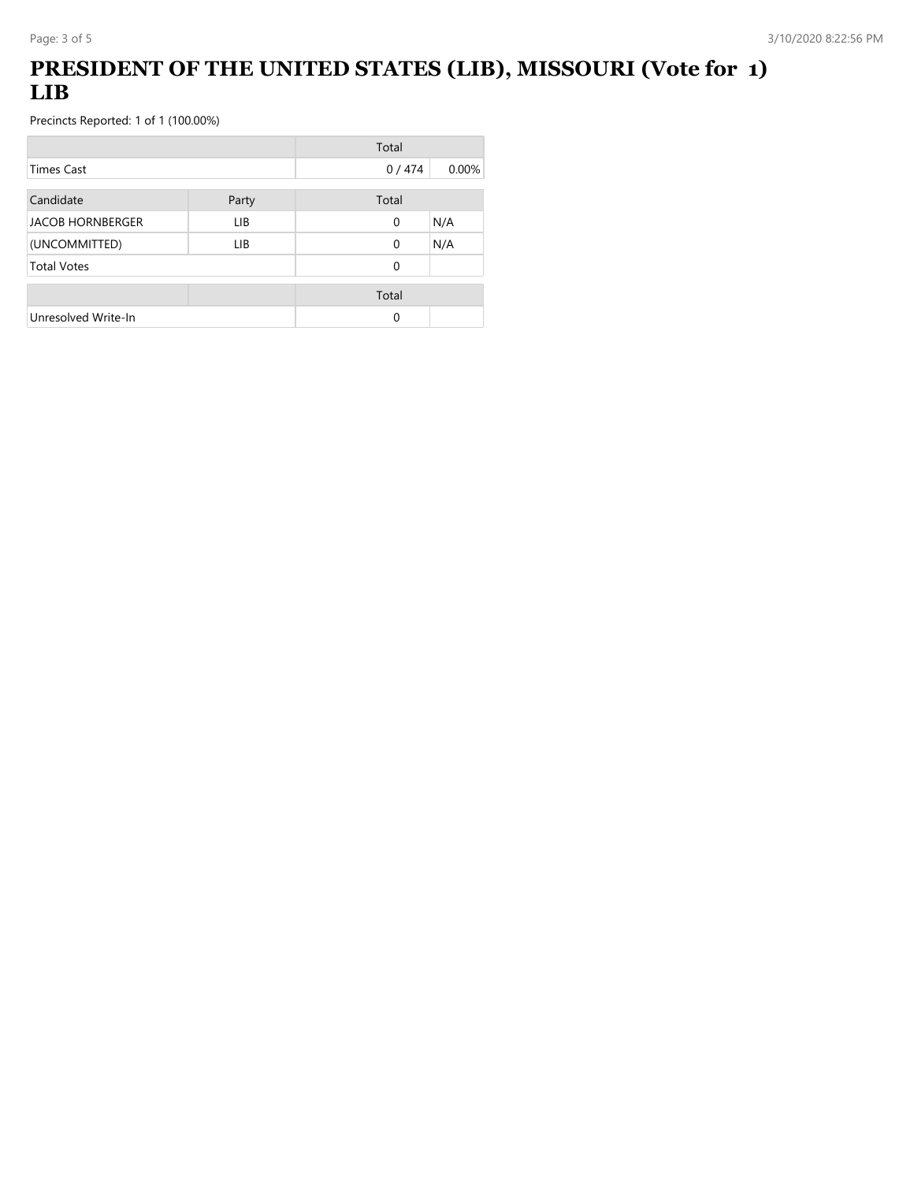# PRESIDENT OF THE UNITED STATES (LIB), MISSOURI (Vote for 1) LIB

Precincts Reported: 1 of 1 (100.00%)

| | | Total | |
|---|---|---|---|
| Times Cast | | 0 / 474 | 0.00% |

| Candidate | Party | Total | |
|---|---|---|---|
| JACOB HORNBERGER | LIB | 0 | N/A |
| (UNCOMMITTED) | LIB | 0 | N/A |
| Total Votes | | 0 | |

| | | Total | |
|---|---|---|---|
| Unresolved Write-In | | 0 | |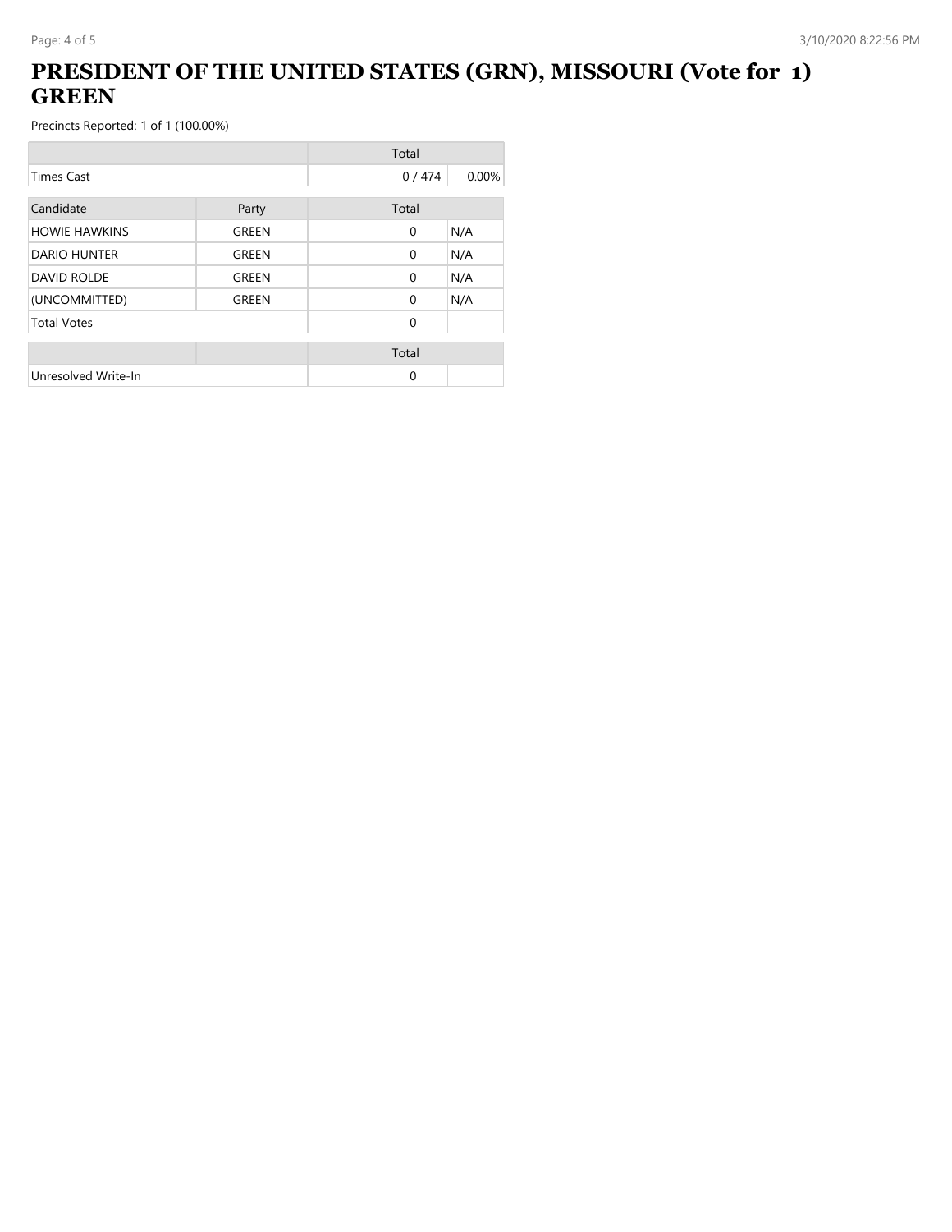# PRESIDENT OF THE UNITED STATES (GRN), MISSOURI (Vote for 1) GREEN

Precincts Reported: 1 of 1 (100.00%)

| | Total | |
|---|---|---|
| Times Cast | 0 / 474 | 0.00% |

| Candidate | Party | Total | |
|---|---|---|---|
| HOWIE HAWKINS | GREEN | 0 | N/A |
| DARIO HUNTER | GREEN | 0 | N/A |
| DAVID ROLDE | GREEN | 0 | N/A |
| (UNCOMMITTED) | GREEN | 0 | N/A |
| Total Votes | | 0 | |

| | | Total | |
|---|---|---|---|
| Unresolved Write-In | | 0 | |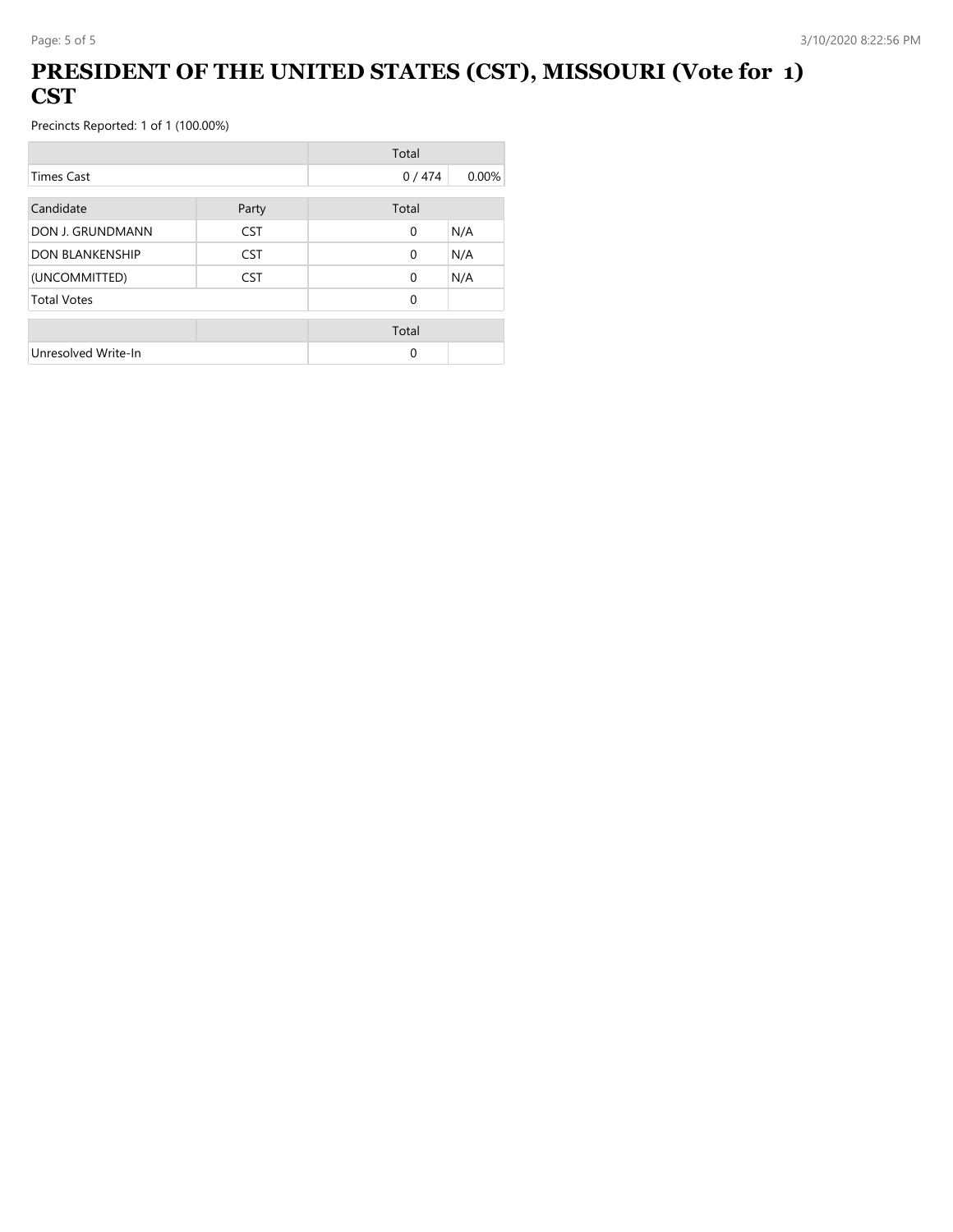# PRESIDENT OF THE UNITED STATES (CST), MISSOURI (Vote for 1) CST

Precincts Reported: 1 of 1 (100.00%)

| | | Total | |
|---|---|---|---|
| Times Cast | | 0 / 474 | 0.00% |

| Candidate | Party | Total | |
|---|---|---|---|
| DON J. GRUNDMANN | CST | 0 | N/A |
| DON BLANKENSHIP | CST | 0 | N/A |
| (UNCOMMITTED) | CST | 0 | N/A |
| Total Votes | | 0 | |

| | | Total | |
|---|---|---|---|
| Unresolved Write-In | | 0 | |